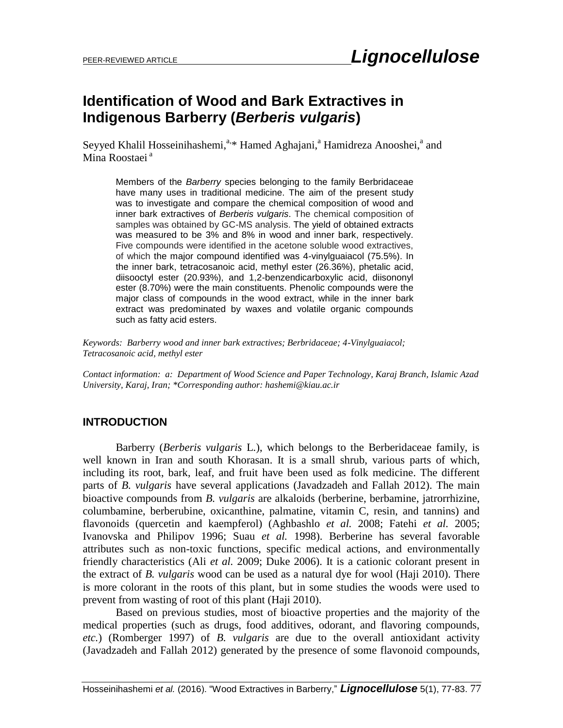# Identification of Wood and Bark Extractives in Indigenous Barberry (*Berberis vulgaris*)

Seyyed Khalil Hosseinihashemi,[a,]* Hamed Aghajani,[a] Hamidreza Anooshei,[a] and Mina Roostaei [a]

> Members of the *Barberry* species belonging to the family Berbridaceae have many uses in traditional medicine. The aim of the present study was to investigate and compare the chemical composition of wood and inner bark extractives of *Berberis vulgaris*. The chemical composition of samples was obtained by GC-MS analysis. The yield of obtained extracts was measured to be 3% and 8% in wood and inner bark, respectively. Five compounds were identified in the acetone soluble wood extractives, of which the major compound identified was 4-vinylguaiacol (75.5%). In the inner bark, tetracosanoic acid, methyl ester (26.36%), phetalic acid, diisooctyl ester (20.93%), and 1,2-benzendicarboxylic acid, diisononyl ester (8.70%) were the main constituents. Phenolic compounds were the major class of compounds in the wood extract, while in the inner bark extract was predominated by waxes and volatile organic compounds such as fatty acid esters.

*Keywords: Barberry wood and inner bark extractives; Berbridaceae; 4-Vinylguaiacol; Tetracosanoic acid, methyl ester*

*Contact information: a: Department of Wood Science and Paper Technology, Karaj Branch, Islamic Azad University, Karaj, Iran; *Corresponding author: hashemi@kiau.ac.ir*

## INTRODUCTION

Barberry (*Berberis vulgaris* L.), which belongs to the Berberidaceae family, is well known in Iran and south Khorasan. It is a small shrub, various parts of which, including its root, bark, leaf, and fruit have been used as folk medicine. The different parts of *B. vulgaris* have several applications (Javadzadeh and Fallah 2012). The main bioactive compounds from *B. vulgaris* are alkaloids (berberine, berbamine, jatrorrhizine, columbamine, berberubine, oxicanthine, palmatine, vitamin C, resin, and tannins) and flavonoids (quercetin and kaempferol) (Aghbashlo *et al.* 2008; Fatehi *et al.* 2005; Ivanovska and Philipov 1996; Suau *et al.* 1998). Berberine has several favorable attributes such as non-toxic functions, specific medical actions, and environmentally friendly characteristics (Ali *et al.* 2009; Duke 2006). It is a cationic colorant present in the extract of *B. vulgaris* wood can be used as a natural dye for wool (Haji 2010). There is more colorant in the roots of this plant, but in some studies the woods were used to prevent from wasting of root of this plant (Haji 2010).

Based on previous studies, most of bioactive properties and the majority of the medical properties (such as drugs, food additives, odorant, and flavoring compounds, *etc.*) (Romberger 1997) of *B. vulgaris* are due to the overall antioxidant activity (Javadzadeh and Fallah 2012) generated by the presence of some flavonoid compounds,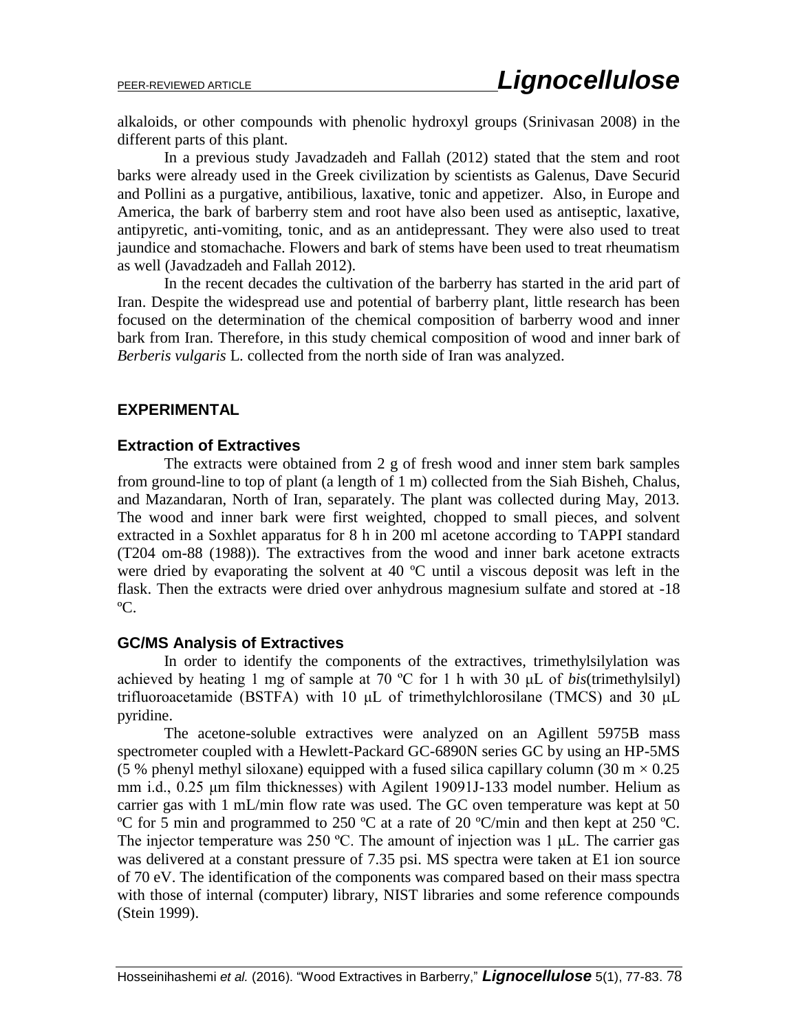alkaloids, or other compounds with phenolic hydroxyl groups (Srinivasan 2008) in the different parts of this plant.

In a previous study Javadzadeh and Fallah (2012) stated that the stem and root barks were already used in the Greek civilization by scientists as Galenus, Dave Securid and Pollini as a purgative, antibilious, laxative, tonic and appetizer. Also, in Europe and America, the bark of barberry stem and root have also been used as antiseptic, laxative, antipyretic, anti-vomiting, tonic, and as an antidepressant. They were also used to treat jaundice and stomachache. Flowers and bark of stems have been used to treat rheumatism as well (Javadzadeh and Fallah 2012).

In the recent decades the cultivation of the barberry has started in the arid part of Iran. Despite the widespread use and potential of barberry plant, little research has been focused on the determination of the chemical composition of barberry wood and inner bark from Iran. Therefore, in this study chemical composition of wood and inner bark of *Berberis vulgaris* L. collected from the north side of Iran was analyzed.

## EXPERIMENTAL

### Extraction of Extractives

The extracts were obtained from 2 g of fresh wood and inner stem bark samples from ground-line to top of plant (a length of 1 m) collected from the Siah Bisheh, Chalus, and Mazandaran, North of Iran, separately. The plant was collected during May, 2013. The wood and inner bark were first weighted, chopped to small pieces, and solvent extracted in a Soxhlet apparatus for 8 h in 200 ml acetone according to TAPPI standard (T204 om-88 (1988)). The extractives from the wood and inner bark acetone extracts were dried by evaporating the solvent at 40 ºC until a viscous deposit was left in the flask. Then the extracts were dried over anhydrous magnesium sulfate and stored at -18 ºC.

### GC/MS Analysis of Extractives

In order to identify the components of the extractives, trimethylsilylation was achieved by heating 1 mg of sample at 70 ºC for 1 h with 30 μL of *bis*(trimethylsilyl) trifluoroacetamide (BSTFA) with 10 μL of trimethylchlorosilane (TMCS) and 30 μL pyridine.

The acetone-soluble extractives were analyzed on an Agillent 5975B mass spectrometer coupled with a Hewlett-Packard GC-6890N series GC by using an HP-5MS (5 % phenyl methyl siloxane) equipped with a fused silica capillary column (30 m × 0.25 mm i.d., 0.25 μm film thicknesses) with Agilent 19091J-133 model number. Helium as carrier gas with 1 mL/min flow rate was used. The GC oven temperature was kept at 50 ºC for 5 min and programmed to 250 ºC at a rate of 20 ºC/min and then kept at 250 ºC. The injector temperature was 250 ºC. The amount of injection was 1 μL. The carrier gas was delivered at a constant pressure of 7.35 psi. MS spectra were taken at E1 ion source of 70 eV. The identification of the components was compared based on their mass spectra with those of internal (computer) library, NIST libraries and some reference compounds (Stein 1999).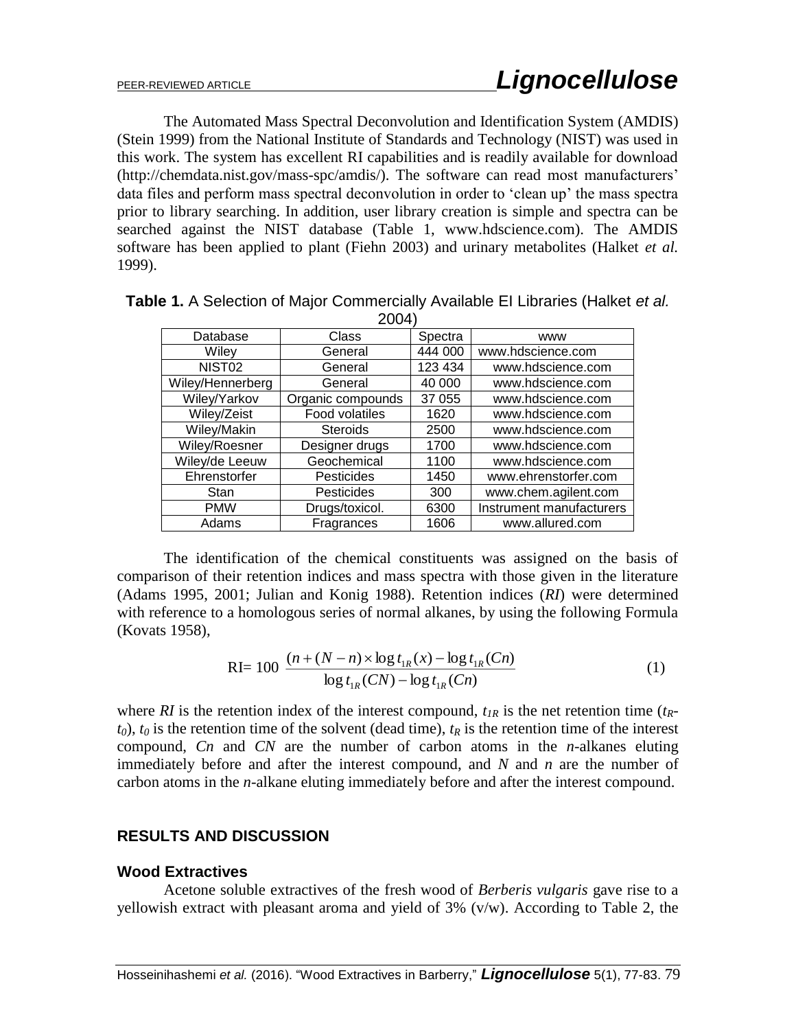The Automated Mass Spectral Deconvolution and Identification System (AMDIS) (Stein 1999) from the National Institute of Standards and Technology (NIST) was used in this work. The system has excellent RI capabilities and is readily available for download (http://chemdata.nist.gov/mass-spc/amdis/). The software can read most manufacturers' data files and perform mass spectral deconvolution in order to 'clean up' the mass spectra prior to library searching. In addition, user library creation is simple and spectra can be searched against the NIST database (Table 1, www.hdscience.com). The AMDIS software has been applied to plant (Fiehn 2003) and urinary metabolites (Halket *et al.* 1999).

**Table 1.** A Selection of Major Commercially Available EI Libraries (Halket *et al.* 2004)

| Database | Class | Spectra | www |
|---|---|---|---|
| Wiley | General | 444 000 | www.hdscience.com |
| NIST02 | General | 123 434 | www.hdscience.com |
| Wiley/Hennerberg | General | 40 000 | www.hdscience.com |
| Wiley/Yarkov | Organic compounds | 37 055 | www.hdscience.com |
| Wiley/Zeist | Food volatiles | 1620 | www.hdscience.com |
| Wiley/Makin | Steroids | 2500 | www.hdscience.com |
| Wiley/Roesner | Designer drugs | 1700 | www.hdscience.com |
| Wiley/de Leeuw | Geochemical | 1100 | www.hdscience.com |
| Ehrenstorfer | Pesticides | 1450 | www.ehrenstorfer.com |
| Stan | Pesticides | 300 | www.chem.agilent.com |
| PMW | Drugs/toxicol. | 6300 | Instrument manufacturers |
| Adams | Fragrances | 1606 | www.allured.com |

The identification of the chemical constituents was assigned on the basis of comparison of their retention indices and mass spectra with those given in the literature (Adams 1995, 2001; Julian and Konig 1988). Retention indices (*RI*) were determined with reference to a homologous series of normal alkanes, by using the following Formula (Kovats 1958),

$$\text{RI} = 100\ \frac{(n + (N-n) \times \log t_{1R}(x) - \log t_{1R}(Cn)}{\log t_{1R}(CN) - \log t_{1R}(Cn)} \tag{1}$$

where *RI* is the retention index of the interest compound, $t_{1R}$ is the net retention time ($t_R$-$t_0$), $t_0$ is the retention time of the solvent (dead time), $t_R$ is the retention time of the interest compound, *Cn* and *CN* are the number of carbon atoms in the *n*-alkanes eluting immediately before and after the interest compound, and *N* and *n* are the number of carbon atoms in the *n*-alkane eluting immediately before and after the interest compound.

## RESULTS AND DISCUSSION

### Wood Extractives

Acetone soluble extractives of the fresh wood of *Berberis vulgaris* gave rise to a yellowish extract with pleasant aroma and yield of 3% (v/w). According to Table 2, the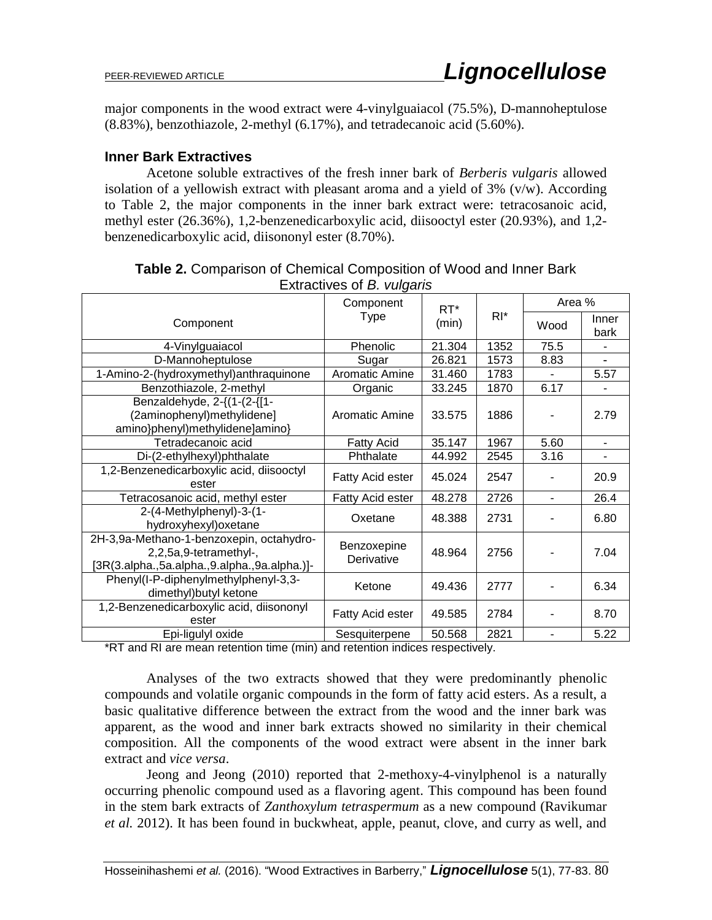major components in the wood extract were 4-vinylguaiacol (75.5%), D-mannoheptulose (8.83%), benzothiazole, 2-methyl (6.17%), and tetradecanoic acid (5.60%).

### Inner Bark Extractives

Acetone soluble extractives of the fresh inner bark of *Berberis vulgaris* allowed isolation of a yellowish extract with pleasant aroma and a yield of 3% (v/w). According to Table 2, the major components in the inner bark extract were: tetracosanoic acid, methyl ester (26.36%), 1,2-benzenedicarboxylic acid, diisooctyl ester (20.93%), and 1,2-benzenedicarboxylic acid, diisononyl ester (8.70%).

**Table 2.** Comparison of Chemical Composition of Wood and Inner Bark Extractives of *B. vulgaris*

| Component | Component Type | RT* (min) | RI* | Area % | |
|---|---|---|---|---|---|
| | | | | Wood | Inner bark |
| 4-Vinylguaiacol | Phenolic | 21.304 | 1352 | 75.5 | - |
| D-Mannoheptulose | Sugar | 26.821 | 1573 | 8.83 | - |
| 1-Amino-2-(hydroxymethyl)anthraquinone | Aromatic Amine | 31.460 | 1783 | - | 5.57 |
| Benzothiazole, 2-methyl | Organic | 33.245 | 1870 | 6.17 | - |
| Benzaldehyde, 2-{(1-(2-{[1-(2aminophenyl)methylidene] amino}phenyl)methylidene]amino} | Aromatic Amine | 33.575 | 1886 | - | 2.79 |
| Tetradecanoic acid | Fatty Acid | 35.147 | 1967 | 5.60 | - |
| Di-(2-ethylhexyl)phthalate | Phthalate | 44.992 | 2545 | 3.16 | - |
| 1,2-Benzenedicarboxylic acid, diisooctyl ester | Fatty Acid ester | 45.024 | 2547 | - | 20.9 |
| Tetracosanoic acid, methyl ester | Fatty Acid ester | 48.278 | 2726 | - | 26.4 |
| 2-(4-Methylphenyl)-3-(1-hydroxyhexyl)oxetane | Oxetane | 48.388 | 2731 | - | 6.80 |
| 2H-3,9a-Methano-1-benzoxepin, octahydro-2,2,5a,9-tetramethyl-, [3R(3.alpha.,5a.alpha.,9.alpha.,9a.alpha.)]- | Benzoxepine Derivative | 48.964 | 2756 | - | 7.04 |
| Phenyl(I-P-diphenylmethylphenyl-3,3-dimethyl)butyl ketone | Ketone | 49.436 | 2777 | - | 6.34 |
| 1,2-Benzenedicarboxylic acid, diisononyl ester | Fatty Acid ester | 49.585 | 2784 | - | 8.70 |
| Epi-ligulyl oxide | Sesquiterpene | 50.568 | 2821 | - | 5.22 |

*RT and RI are mean retention time (min) and retention indices respectively.

Analyses of the two extracts showed that they were predominantly phenolic compounds and volatile organic compounds in the form of fatty acid esters. As a result, a basic qualitative difference between the extract from the wood and the inner bark was apparent, as the wood and inner bark extracts showed no similarity in their chemical composition. All the components of the wood extract were absent in the inner bark extract and *vice versa*.

Jeong and Jeong (2010) reported that 2-methoxy-4-vinylphenol is a naturally occurring phenolic compound used as a flavoring agent. This compound has been found in the stem bark extracts of *Zanthoxylum tetraspermum* as a new compound (Ravikumar *et al.* 2012). It has been found in buckwheat, apple, peanut, clove, and curry as well, and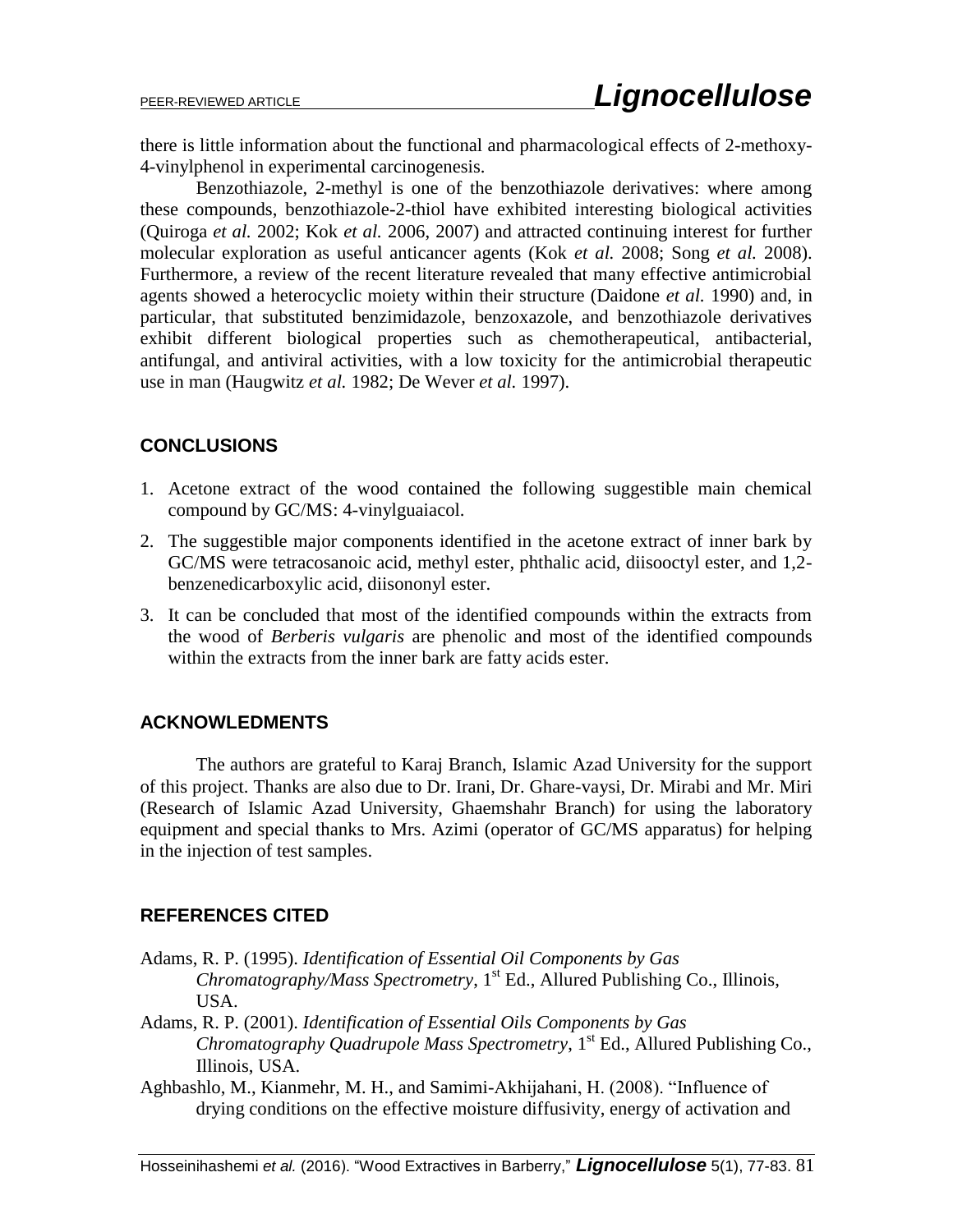there is little information about the functional and pharmacological effects of 2-methoxy-4-vinylphenol in experimental carcinogenesis.

Benzothiazole, 2-methyl is one of the benzothiazole derivatives: where among these compounds, benzothiazole-2-thiol have exhibited interesting biological activities (Quiroga *et al.* 2002; Kok *et al.* 2006, 2007) and attracted continuing interest for further molecular exploration as useful anticancer agents (Kok *et al.* 2008; Song *et al.* 2008). Furthermore, a review of the recent literature revealed that many effective antimicrobial agents showed a heterocyclic moiety within their structure (Daidone *et al.* 1990) and, in particular, that substituted benzimidazole, benzoxazole, and benzothiazole derivatives exhibit different biological properties such as chemotherapeutical, antibacterial, antifungal, and antiviral activities, with a low toxicity for the antimicrobial therapeutic use in man (Haugwitz *et al.* 1982; De Wever *et al.* 1997).

## CONCLUSIONS

1. Acetone extract of the wood contained the following suggestible main chemical compound by GC/MS: 4-vinylguaiacol.
2. The suggestible major components identified in the acetone extract of inner bark by GC/MS were tetracosanoic acid, methyl ester, phthalic acid, diisooctyl ester, and 1,2-benzenedicarboxylic acid, diisononyl ester.
3. It can be concluded that most of the identified compounds within the extracts from the wood of *Berberis vulgaris* are phenolic and most of the identified compounds within the extracts from the inner bark are fatty acids ester.

## ACKNOWLEDGMENTS

The authors are grateful to Karaj Branch, Islamic Azad University for the support of this project. Thanks are also due to Dr. Irani, Dr. Ghare-vaysi, Dr. Mirabi and Mr. Miri (Research of Islamic Azad University, Ghaemshahr Branch) for using the laboratory equipment and special thanks to Mrs. Azimi (operator of GC/MS apparatus) for helping in the injection of test samples.

## REFERENCES CITED

Adams, R. P. (1995). *Identification of Essential Oil Components by Gas Chromatography/Mass Spectrometry*, 1st Ed., Allured Publishing Co., Illinois, USA.

Adams, R. P. (2001). *Identification of Essential Oils Components by Gas Chromatography Quadrupole Mass Spectrometry*, 1st Ed., Allured Publishing Co., Illinois, USA.

Aghbashlo, M., Kianmehr, M. H., and Samimi-Akhijahani, H. (2008). "Influence of drying conditions on the effective moisture diffusivity, energy of activation and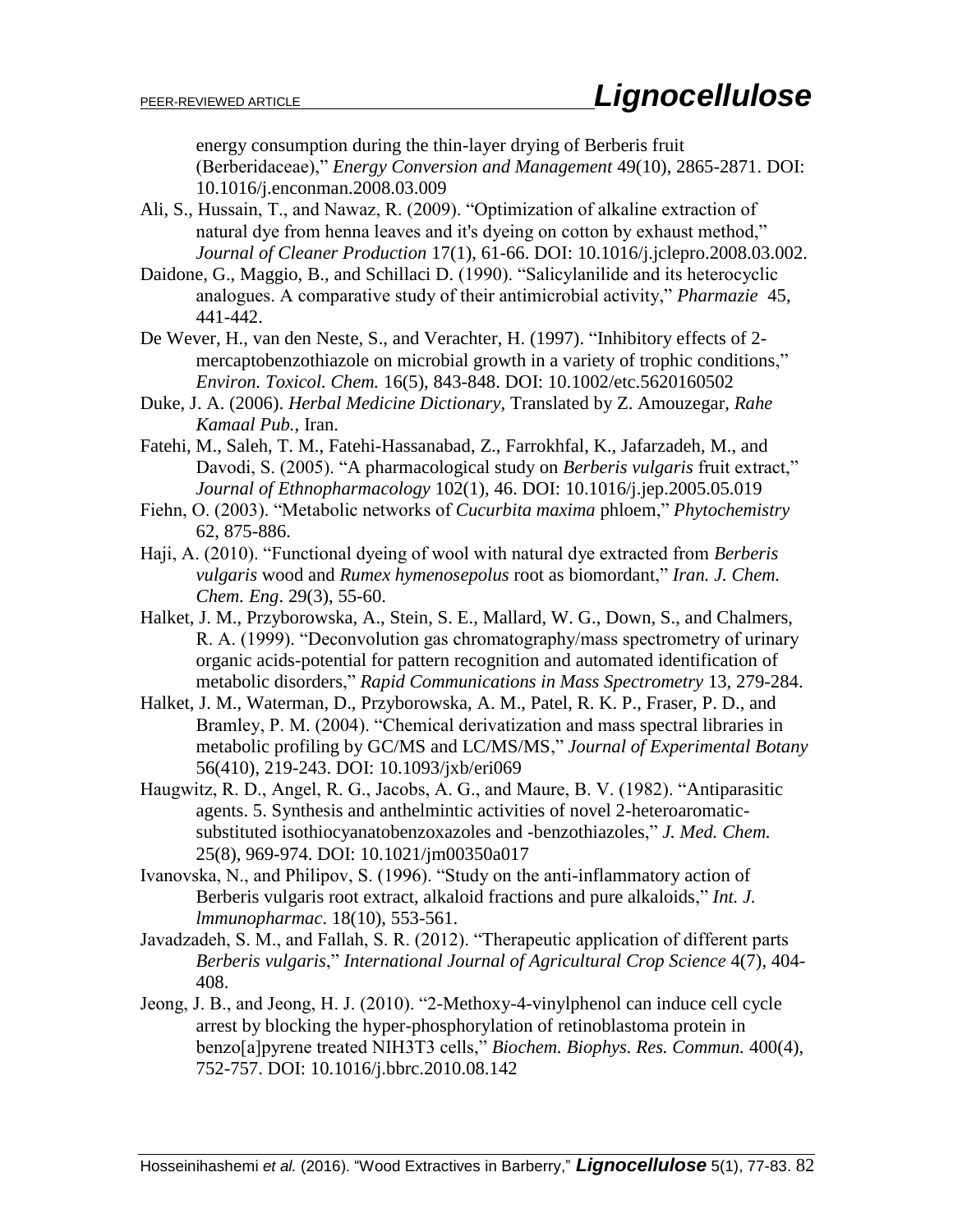energy consumption during the thin-layer drying of Berberis fruit (Berberidaceae)," *Energy Conversion and Management* 49(10), 2865-2871. DOI: 10.1016/j.enconman.2008.03.009

Ali, S., Hussain, T., and Nawaz, R. (2009). "Optimization of alkaline extraction of natural dye from henna leaves and it's dyeing on cotton by exhaust method," *Journal of Cleaner Production* 17(1), 61-66. DOI: 10.1016/j.jclepro.2008.03.002.

Daidone, G., Maggio, B., and Schillaci D. (1990). "Salicylanilide and its heterocyclic analogues. A comparative study of their antimicrobial activity," *Pharmazie* 45, 441-442.

De Wever, H., van den Neste, S., and Verachter, H. (1997). "Inhibitory effects of 2-mercaptobenzothiazole on microbial growth in a variety of trophic conditions," *Environ. Toxicol. Chem.* 16(5), 843-848. DOI: 10.1002/etc.5620160502

Duke, J. A. (2006). *Herbal Medicine Dictionary*, Translated by Z. Amouzegar, *Rahe Kamaal Pub.*, Iran.

Fatehi, M., Saleh, T. M., Fatehi-Hassanabad, Z., Farrokhfal, K., Jafarzadeh, M., and Davodi, S. (2005). "A pharmacological study on *Berberis vulgaris* fruit extract," *Journal of Ethnopharmacology* 102(1), 46. DOI: 10.1016/j.jep.2005.05.019

Fiehn, O. (2003). "Metabolic networks of *Cucurbita maxima* phloem," *Phytochemistry* 62, 875-886.

Haji, A. (2010). "Functional dyeing of wool with natural dye extracted from *Berberis vulgaris* wood and *Rumex hymenosepolus* root as biomordant," *Iran. J. Chem. Chem. Eng*. 29(3), 55-60.

Halket, J. M., Przyborowska, A., Stein, S. E., Mallard, W. G., Down, S., and Chalmers, R. A. (1999). "Deconvolution gas chromatography/mass spectrometry of urinary organic acids-potential for pattern recognition and automated identification of metabolic disorders," *Rapid Communications in Mass Spectrometry* 13, 279-284.

Halket, J. M., Waterman, D., Przyborowska, A. M., Patel, R. K. P., Fraser, P. D., and Bramley, P. M. (2004). "Chemical derivatization and mass spectral libraries in metabolic profiling by GC/MS and LC/MS/MS," *Journal of Experimental Botany* 56(410), 219-243. DOI: 10.1093/jxb/eri069

Haugwitz, R. D., Angel, R. G., Jacobs, A. G., and Maure, B. V. (1982). "Antiparasitic agents. 5. Synthesis and anthelmintic activities of novel 2-heteroaromatic-substituted isothiocyanatobenzoxazoles and -benzothiazoles," *J. Med. Chem.* 25(8), 969-974. DOI: 10.1021/jm00350a017

Ivanovska, N., and Philipov, S. (1996). "Study on the anti-inflammatory action of Berberis vulgaris root extract, alkaloid fractions and pure alkaloids," *Int. J. lmmunopharmac*. 18(10), 553-561.

Javadzadeh, S. M., and Fallah, S. R. (2012). "Therapeutic application of different parts *Berberis vulgaris*," *International Journal of Agricultural Crop Science* 4(7), 404-408.

Jeong, J. B., and Jeong, H. J. (2010). "2-Methoxy-4-vinylphenol can induce cell cycle arrest by blocking the hyper-phosphorylation of retinoblastoma protein in benzo[a]pyrene treated NIH3T3 cells," *Biochem. Biophys. Res. Commun.* 400(4), 752-757. DOI: 10.1016/j.bbrc.2010.08.142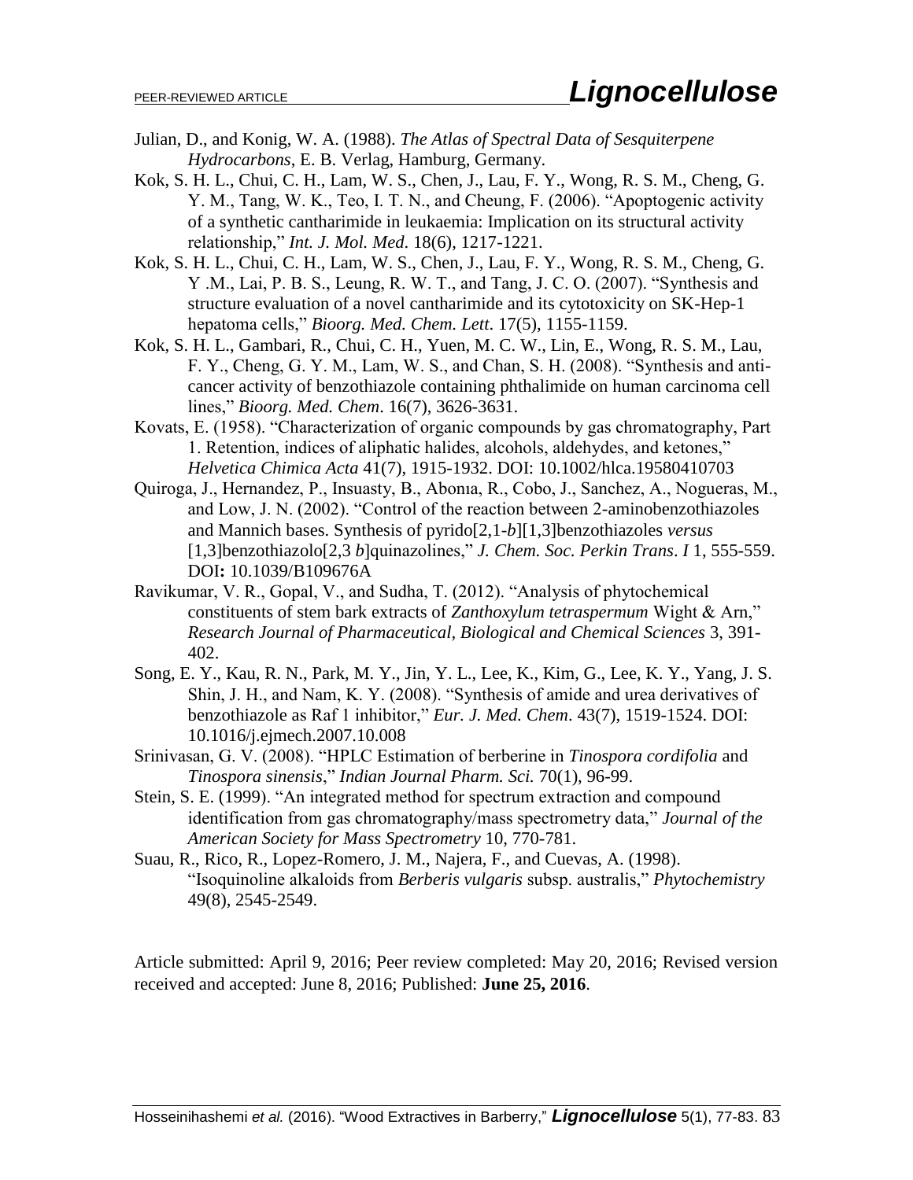Julian, D., and Konig, W. A. (1988). *The Atlas of Spectral Data of Sesquiterpene Hydrocarbons*, E. B. Verlag, Hamburg, Germany.

Kok, S. H. L., Chui, C. H., Lam, W. S., Chen, J., Lau, F. Y., Wong, R. S. M., Cheng, G. Y. M., Tang, W. K., Teo, I. T. N., and Cheung, F. (2006). "Apoptogenic activity of a synthetic cantharimide in leukaemia: Implication on its structural activity relationship," *Int. J. Mol. Med*. 18(6), 1217-1221.

Kok, S. H. L., Chui, C. H., Lam, W. S., Chen, J., Lau, F. Y., Wong, R. S. M., Cheng, G. Y .M., Lai, P. B. S., Leung, R. W. T., and Tang, J. C. O. (2007). "Synthesis and structure evaluation of a novel cantharimide and its cytotoxicity on SK-Hep-1 hepatoma cells," *Bioorg. Med. Chem. Lett*. 17(5), 1155-1159.

Kok, S. H. L., Gambari, R., Chui, C. H., Yuen, M. C. W., Lin, E., Wong, R. S. M., Lau, F. Y., Cheng, G. Y. M., Lam, W. S., and Chan, S. H. (2008). "Synthesis and anti-cancer activity of benzothiazole containing phthalimide on human carcinoma cell lines," *Bioorg. Med. Chem*. 16(7), 3626-3631.

Kovats, E. (1958). "Characterization of organic compounds by gas chromatography, Part 1. Retention, indices of aliphatic halides, alcohols, aldehydes, and ketones," *Helvetica Chimica Acta* 41(7), 1915-1932. DOI: 10.1002/hlca.19580410703

Quiroga, J., Hernandez, P., Insuasty, B., Abonıa, R., Cobo, J., Sanchez, A., Nogueras, M., and Low, J. N. (2002). "Control of the reaction between 2-aminobenzothiazoles and Mannich bases. Synthesis of pyrido[2,1-*b*][1,3]benzothiazoles *versus* [1,3]benzothiazolo[2,3 *b*]quinazolines," *J. Chem. Soc. Perkin Trans*. *I* 1, 555-559. DOI**:** 10.1039/B109676A

Ravikumar, V. R., Gopal, V., and Sudha, T. (2012). "Analysis of phytochemical constituents of stem bark extracts of *Zanthoxylum tetraspermum* Wight & Arn," *Research Journal of Pharmaceutical, Biological and Chemical Sciences* 3, 391-402.

Song, E. Y., Kau, R. N., Park, M. Y., Jin, Y. L., Lee, K., Kim, G., Lee, K. Y., Yang, J. S. Shin, J. H., and Nam, K. Y. (2008). "Synthesis of amide and urea derivatives of benzothiazole as Raf 1 inhibitor," *Eur. J. Med. Chem*. 43(7), 1519-1524. DOI: 10.1016/j.ejmech.2007.10.008

Srinivasan, G. V. (2008). "HPLC Estimation of berberine in *Tinospora cordifolia* and *Tinospora sinensis*," *Indian Journal Pharm. Sci.* 70(1), 96-99.

Stein, S. E. (1999). "An integrated method for spectrum extraction and compound identification from gas chromatography/mass spectrometry data," *Journal of the American Society for Mass Spectrometry* 10, 770-781.

Suau, R., Rico, R., Lopez-Romero, J. M., Najera, F., and Cuevas, A. (1998). "Isoquinoline alkaloids from *Berberis vulgaris* subsp. australis," *Phytochemistry* 49(8), 2545-2549.

Article submitted: April 9, 2016; Peer review completed: May 20, 2016; Revised version received and accepted: June 8, 2016; Published: **June 25, 2016**.